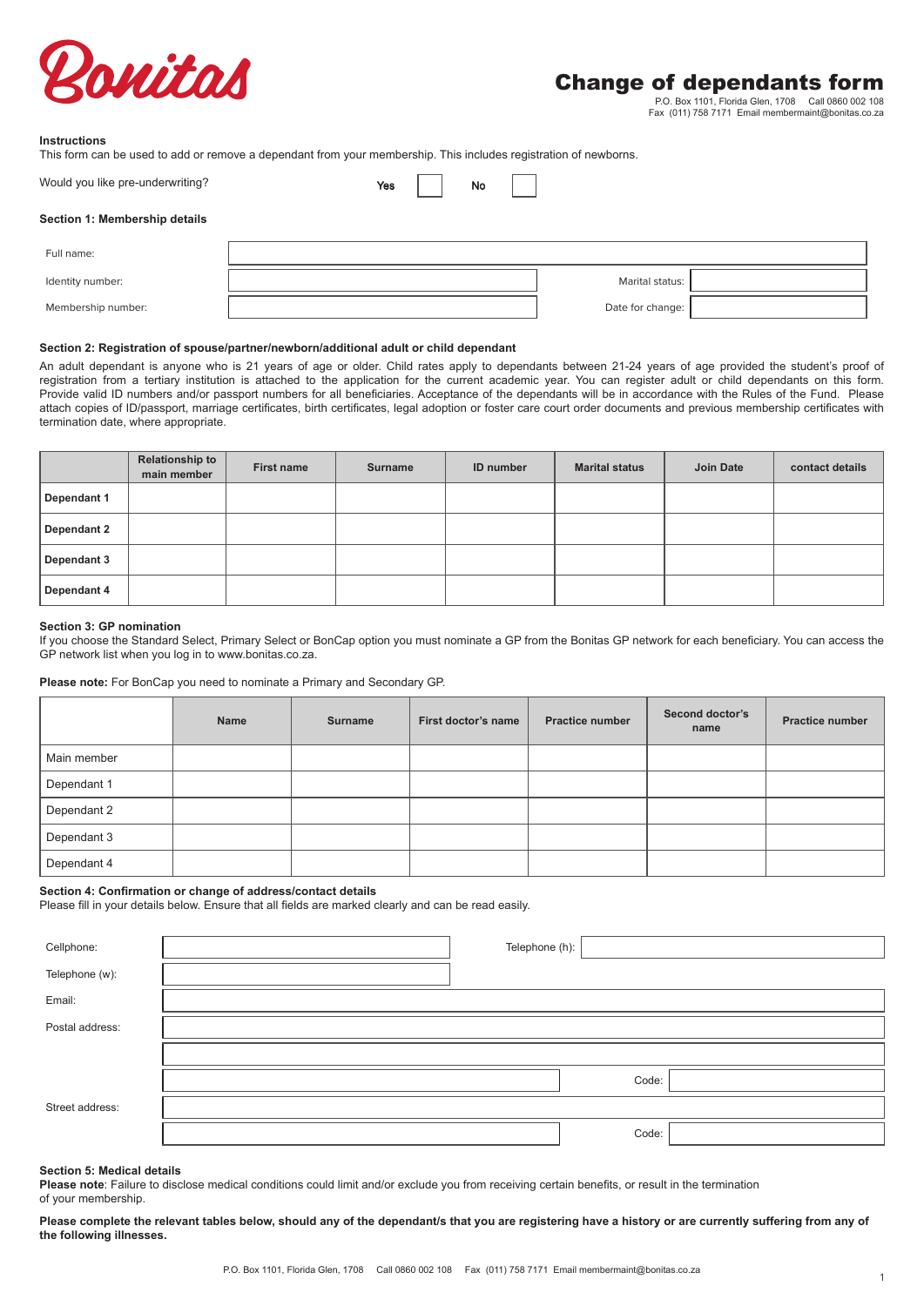Bonitas

# Change of dependants form

P.O. Box 1101, Florida Glen, 1708 Call 0860 002 108
Fax (011) 758 7171 Email membermaint@bonitas.co.za

**Instructions**
This form can be used to add or remove a dependant from your membership. This includes registration of newborns.

Would you like pre-underwriting? Yes ☐ No ☐

**Section 1: Membership details**

| | | | |
|---|---|---|---|
| Full name: | | | |
| Identity number: | | Marital status: | |
| Membership number: | | Date for change: | |

**Section 2: Registration of spouse/partner/newborn/additional adult or child dependant**

An adult dependant is anyone who is 21 years of age or older. Child rates apply to dependants between 21-24 years of age provided the student's proof of registration from a tertiary institution is attached to the application for the current academic year. You can register adult or child dependants on this form. Provide valid ID numbers and/or passport numbers for all beneficiaries. Acceptance of the dependants will be in accordance with the Rules of the Fund. Please attach copies of ID/passport, marriage certificates, birth certificates, legal adoption or foster care court order documents and previous membership certificates with termination date, where appropriate.

| | Relationship to main member | First name | Surname | ID number | Marital status | Join Date | contact details |
|---|---|---|---|---|---|---|---|
| **Dependant 1** | | | | | | | |
| **Dependant 2** | | | | | | | |
| **Dependant 3** | | | | | | | |
| **Dependant 4** | | | | | | | |

**Section 3: GP nomination**
If you choose the Standard Select, Primary Select or BonCap option you must nominate a GP from the Bonitas GP network for each beneficiary. You can access the GP network list when you log in to www.bonitas.co.za.

**Please note:** For BonCap you need to nominate a Primary and Secondary GP.

| | Name | Surname | First doctor's name | Practice number | Second doctor's name | Practice number |
|---|---|---|---|---|---|---|
| Main member | | | | | | |
| Dependant 1 | | | | | | |
| Dependant 2 | | | | | | |
| Dependant 3 | | | | | | |
| Dependant 4 | | | | | | |

**Section 4: Confirmation or change of address/contact details**
Please fill in your details below. Ensure that all fields are marked clearly and can be read easily.

| | | | |
|---|---|---|---|
| Cellphone: | | Telephone (h): | |
| Telephone (w): | | | |
| Email: | | | |
| Postal address: | | | |
| | | | |
| | | Code: | |
| Street address: | | | |
| | | Code: | |

**Section 5: Medical details**
**Please note**: Failure to disclose medical conditions could limit and/or exclude you from receiving certain benefits, or result in the termination of your membership.

**Please complete the relevant tables below, should any of the dependant/s that you are registering have a history or are currently suffering from any of the following illnesses.**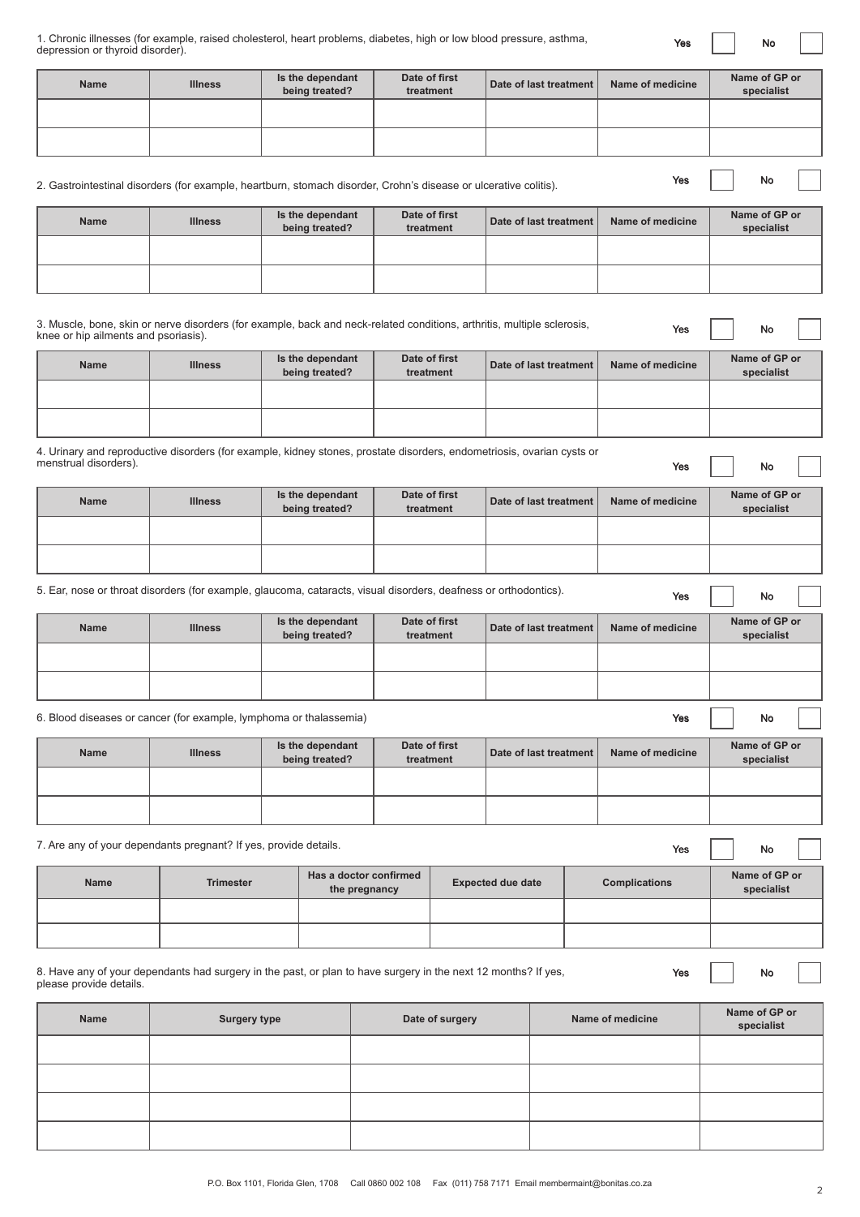1. Chronic illnesses (for example, raised cholesterol, heart problems, diabetes, high or low blood pressure, asthma, depression or thyroid disorder). Yes ☐ No ☐

| Name | Illness | Is the dependant being treated? | Date of first treatment | Date of last treatment | Name of medicine | Name of GP or specialist |
|---|---|---|---|---|---|---|
| | | | | | | |
| | | | | | | |

2. Gastrointestinal disorders (for example, heartburn, stomach disorder, Crohn's disease or ulcerative colitis). Yes ☐ No ☐

| Name | Illness | Is the dependant being treated? | Date of first treatment | Date of last treatment | Name of medicine | Name of GP or specialist |
|---|---|---|---|---|---|---|
| | | | | | | |
| | | | | | | |

3. Muscle, bone, skin or nerve disorders (for example, back and neck-related conditions, arthritis, multiple sclerosis, knee or hip ailments and psoriasis). Yes ☐ No ☐

| Name | Illness | Is the dependant being treated? | Date of first treatment | Date of last treatment | Name of medicine | Name of GP or specialist |
|---|---|---|---|---|---|---|
| | | | | | | |
| | | | | | | |

4. Urinary and reproductive disorders (for example, kidney stones, prostate disorders, endometriosis, ovarian cysts or menstrual disorders). Yes ☐ No ☐

| Name | Illness | Is the dependant being treated? | Date of first treatment | Date of last treatment | Name of medicine | Name of GP or specialist |
|---|---|---|---|---|---|---|
| | | | | | | |
| | | | | | | |

5. Ear, nose or throat disorders (for example, glaucoma, cataracts, visual disorders, deafness or orthodontics). Yes ☐ No ☐

| Name | Illness | Is the dependant being treated? | Date of first treatment | Date of last treatment | Name of medicine | Name of GP or specialist |
|---|---|---|---|---|---|---|
| | | | | | | |
| | | | | | | |

6. Blood diseases or cancer (for example, lymphoma or thalassemia) Yes ☐ No ☐

| Name | Illness | Is the dependant being treated? | Date of first treatment | Date of last treatment | Name of medicine | Name of GP or specialist |
|---|---|---|---|---|---|---|
| | | | | | | |
| | | | | | | |

7. Are any of your dependants pregnant? If yes, provide details. Yes ☐ No ☐

| Name | Trimester | Has a doctor confirmed the pregnancy | Expected due date | Complications | Name of GP or specialist |
|---|---|---|---|---|---|
| | | | | | |
| | | | | | |

8. Have any of your dependants had surgery in the past, or plan to have surgery in the next 12 months? If yes, please provide details. Yes ☐ No ☐

| Name | Surgery type | Date of surgery | Name of medicine | Name of GP or specialist |
|---|---|---|---|---|
| | | | | |
| | | | | |
| | | | | |
| | | | | |

P.O. Box 1101, Florida Glen, 1708 Call 0860 002 108 Fax (011) 758 7171 Email membermaint@bonitas.co.za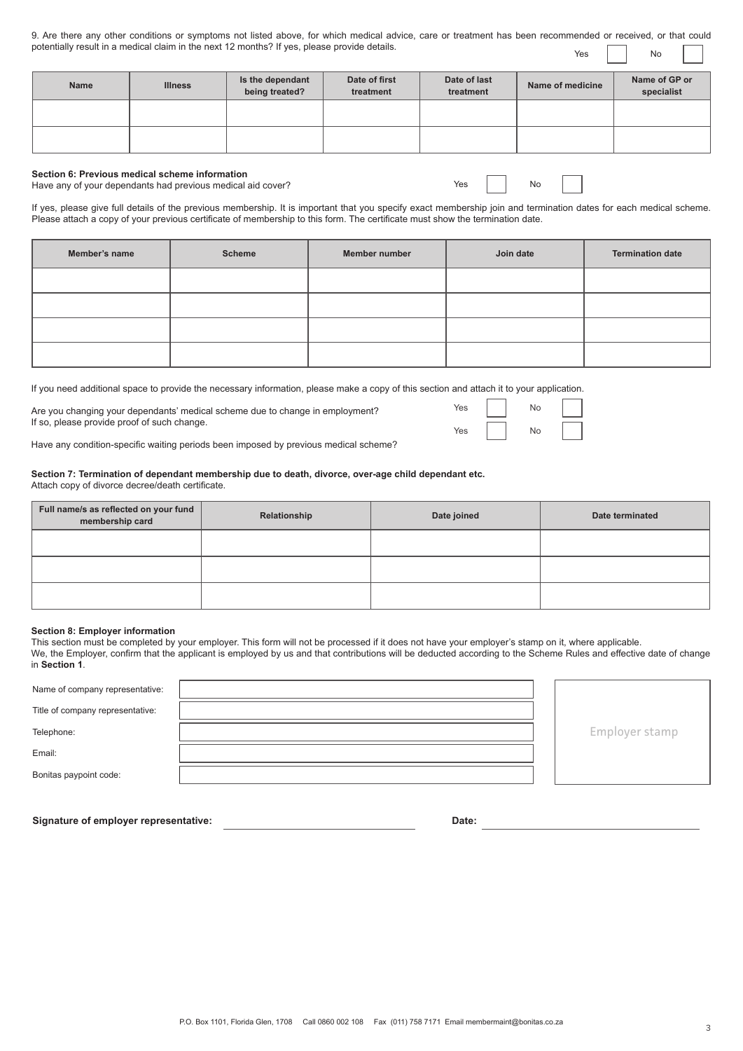9. Are there any other conditions or symptoms not listed above, for which medical advice, care or treatment has been recommended or received, or that could potentially result in a medical claim in the next 12 months? If yes, please provide details.

Yes ☐ No ☐

| Name | Illness | Is the dependant being treated? | Date of first treatment | Date of last treatment | Name of medicine | Name of GP or specialist |
|---|---|---|---|---|---|---|
| | | | | | | |
| | | | | | | |

**Section 6: Previous medical scheme information**

Have any of your dependants had previous medical aid cover? Yes ☐ No ☐

If yes, please give full details of the previous membership. It is important that you specify exact membership join and termination dates for each medical scheme. Please attach a copy of your previous certificate of membership to this form. The certificate must show the termination date.

| Member's name | Scheme | Member number | Join date | Termination date |
|---|---|---|---|---|
| | | | | |
| | | | | |
| | | | | |
| | | | | |

If you need additional space to provide the necessary information, please make a copy of this section and attach it to your application.

Are you changing your dependants' medical scheme due to change in employment? If so, please provide proof of such change. Yes ☐ No ☐

Have any condition-specific waiting periods been imposed by previous medical scheme? Yes ☐ No ☐

**Section 7: Termination of dependant membership due to death, divorce, over-age child dependant etc.**

Attach copy of divorce decree/death certificate.

| Full name/s as reflected on your fund membership card | Relationship | Date joined | Date terminated |
|---|---|---|---|
| | | | |
| | | | |
| | | | |

**Section 8: Employer information**

This section must be completed by your employer. This form will not be processed if it does not have your employer's stamp on it, where applicable.

We, the Employer, confirm that the applicant is employed by us and that contributions will be deducted according to the Scheme Rules and effective date of change in **Section 1**.

Name of company representative:

Title of company representative:

Telephone:

Email:

Bonitas paypoint code:

Employer stamp

**Signature of employer representative:** ____________________ **Date:** ____________________

P.O. Box 1101, Florida Glen, 1708 Call 0860 002 108 Fax (011) 758 7171 Email membermaint@bonitas.co.za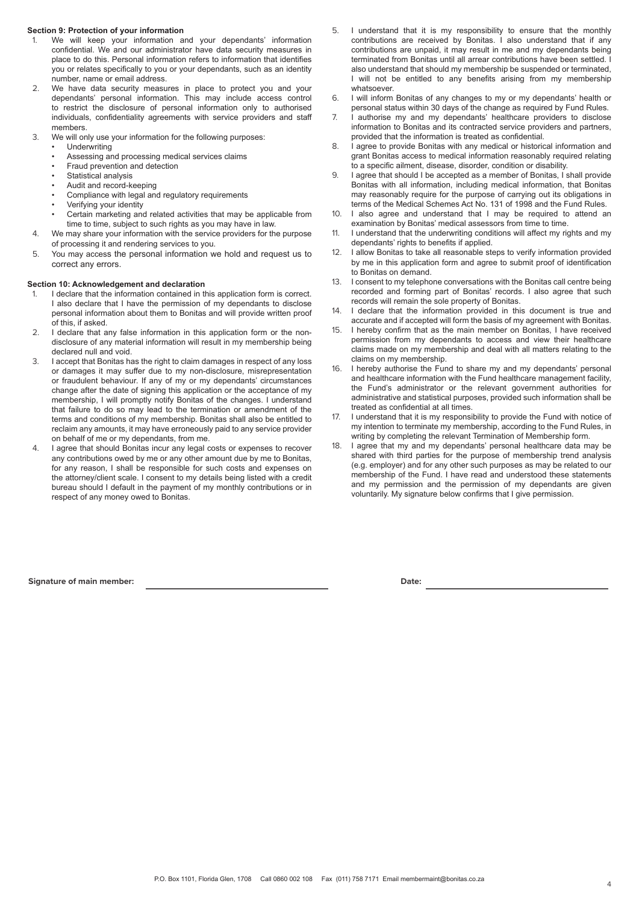### Section 9: Protection of your information

1. We will keep your information and your dependants' information confidential. We and our administrator have data security measures in place to do this. Personal information refers to information that identifies you or relates specifically to you or your dependants, such as an identity number, name or email address.
2. We have data security measures in place to protect you and your dependants' personal information. This may include access control to restrict the disclosure of personal information only to authorised individuals, confidentiality agreements with service providers and staff members.
3. We will only use your information for the following purposes:
   - Underwriting
   - Assessing and processing medical services claims
   - Fraud prevention and detection
   - Statistical analysis
   - Audit and record-keeping
   - Compliance with legal and regulatory requirements
   - Verifying your identity
   - Certain marketing and related activities that may be applicable from time to time, subject to such rights as you may have in law.
4. We may share your information with the service providers for the purpose of processing it and rendering services to you.
5. You may access the personal information we hold and request us to correct any errors.

### Section 10: Acknowledgement and declaration

1. I declare that the information contained in this application form is correct. I also declare that I have the permission of my dependants to disclose personal information about them to Bonitas and will provide written proof of this, if asked.
2. I declare that any false information in this application form or the non-disclosure of any material information will result in my membership being declared null and void.
3. I accept that Bonitas has the right to claim damages in respect of any loss or damages it may suffer due to my non-disclosure, misrepresentation or fraudulent behaviour. If any of my or my dependants' circumstances change after the date of signing this application or the acceptance of my membership, I will promptly notify Bonitas of the changes. I understand that failure to do so may lead to the termination or amendment of the terms and conditions of my membership. Bonitas shall also be entitled to reclaim any amounts, it may have erroneously paid to any service provider on behalf of me or my dependants, from me.
4. I agree that should Bonitas incur any legal costs or expenses to recover any contributions owed by me or any other amount due by me to Bonitas, for any reason, I shall be responsible for such costs and expenses on the attorney/client scale. I consent to my details being listed with a credit bureau should I default in the payment of my monthly contributions or in respect of any money owed to Bonitas.
5. I understand that it is my responsibility to ensure that the monthly contributions are received by Bonitas. I also understand that if any contributions are unpaid, it may result in me and my dependants being terminated from Bonitas until all arrear contributions have been settled. I also understand that should my membership be suspended or terminated, I will not be entitled to any benefits arising from my membership whatsoever.
6. I will inform Bonitas of any changes to my or my dependants' health or personal status within 30 days of the change as required by Fund Rules.
7. I authorise my and my dependants' healthcare providers to disclose information to Bonitas and its contracted service providers and partners, provided that the information is treated as confidential.
8. I agree to provide Bonitas with any medical or historical information and grant Bonitas access to medical information reasonably required relating to a specific ailment, disease, disorder, condition or disability.
9. I agree that should I be accepted as a member of Bonitas, I shall provide Bonitas with all information, including medical information, that Bonitas may reasonably require for the purpose of carrying out its obligations in terms of the Medical Schemes Act No. 131 of 1998 and the Fund Rules.
10. I also agree and understand that I may be required to attend an examination by Bonitas' medical assessors from time to time.
11. I understand that the underwriting conditions will affect my rights and my dependants' rights to benefits if applied.
12. I allow Bonitas to take all reasonable steps to verify information provided by me in this application form and agree to submit proof of identification to Bonitas on demand.
13. I consent to my telephone conversations with the Bonitas call centre being recorded and forming part of Bonitas' records. I also agree that such records will remain the sole property of Bonitas.
14. I declare that the information provided in this document is true and accurate and if accepted will form the basis of my agreement with Bonitas.
15. I hereby confirm that as the main member on Bonitas, I have received permission from my dependants to access and view their healthcare claims made on my membership and deal with all matters relating to the claims on my membership.
16. I hereby authorise the Fund to share my and my dependants' personal and healthcare information with the Fund healthcare management facility, the Fund's administrator or the relevant government authorities for administrative and statistical purposes, provided such information shall be treated as confidential at all times.
17. I understand that it is my responsibility to provide the Fund with notice of my intention to terminate my membership, according to the Fund Rules, in writing by completing the relevant Termination of Membership form.
18. I agree that my and my dependants' personal healthcare data may be shared with third parties for the purpose of membership trend analysis (e.g. employer) and for any other such purposes as may be related to our membership of the Fund. I have read and understood these statements and my permission and the permission of my dependants are given voluntarily. My signature below confirms that I give permission.

**Signature of main member:** ______________________________ **Date:** ______________________________

P.O. Box 1101, Florida Glen, 1708 Call 0860 002 108 Fax (011) 758 7171 Email membermaint@bonitas.co.za